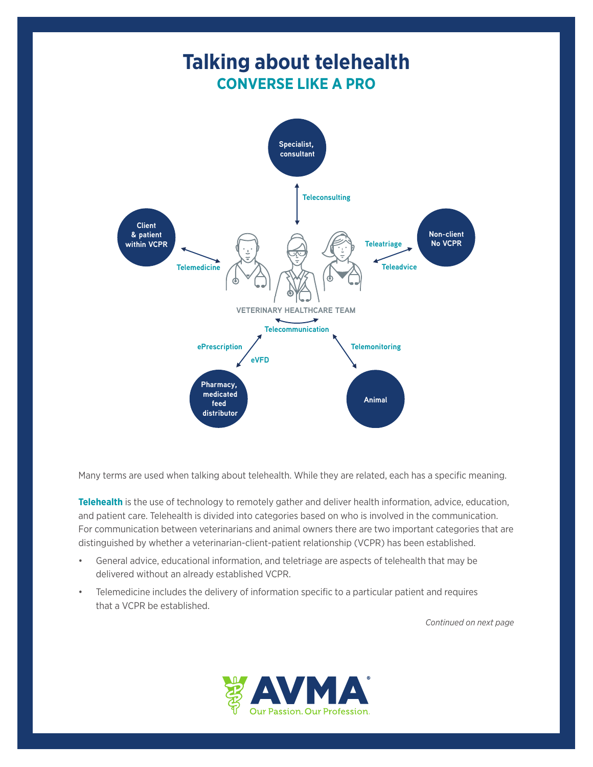# Talking about telehealth

## CONVERSE LIKE A PRO

Specialist, consultant

Teleconsulting

Client & patient within VCPR

Telemedicine

Non-client No VCPR

Teleatriage

Teleadvice

VETERINARY HEALTHCARE TEAM

Telecommunication

ePrescription

eVFD

Telemonitoring

Pharmacy, medicated feed distributor

Animal

Many terms are used when talking about telehealth. While they are related, each has a specific meaning.

**Telehealth** is the use of technology to remotely gather and deliver health information, advice, education, and patient care. Telehealth is divided into categories based on who is involved in the communication. For communication between veterinarians and animal owners there are two important categories that are distinguished by whether a veterinarian-client-patient relationship (VCPR) has been established.

- General advice, educational information, and teletriage are aspects of telehealth that may be delivered without an already established VCPR.
- Telemedicine includes the delivery of information specific to a particular patient and requires that a VCPR be established.

*Continued on next page*

AVMA® Our Passion. Our Profession.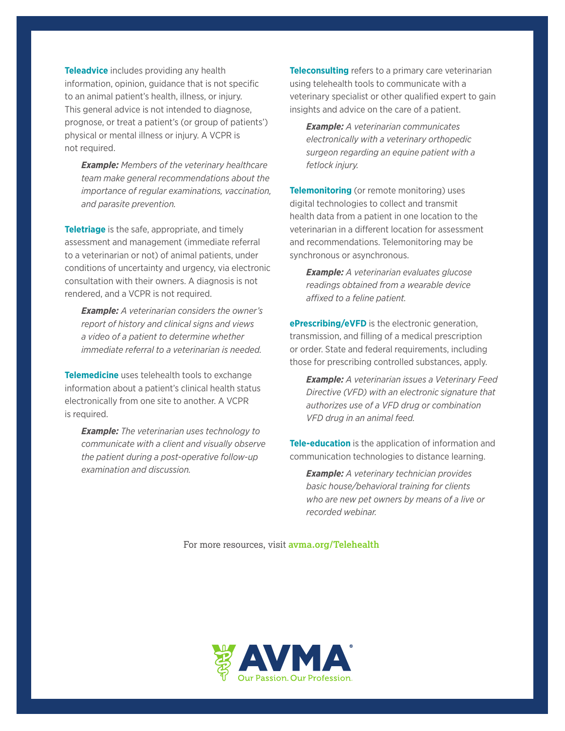**Teleadvice** includes providing any health information, opinion, guidance that is not specific to an animal patient's health, illness, or injury. This general advice is not intended to diagnose, prognose, or treat a patient's (or group of patients') physical or mental illness or injury. A VCPR is not required.

> ***Example:*** *Members of the veterinary healthcare team make general recommendations about the importance of regular examinations, vaccination, and parasite prevention.*

**Teletriage** is the safe, appropriate, and timely assessment and management (immediate referral to a veterinarian or not) of animal patients, under conditions of uncertainty and urgency, via electronic consultation with their owners. A diagnosis is not rendered, and a VCPR is not required.

> ***Example:*** *A veterinarian considers the owner's report of history and clinical signs and views a video of a patient to determine whether immediate referral to a veterinarian is needed.*

**Telemedicine** uses telehealth tools to exchange information about a patient's clinical health status electronically from one site to another. A VCPR is required.

> ***Example:*** *The veterinarian uses technology to communicate with a client and visually observe the patient during a post-operative follow-up examination and discussion.*

**Teleconsulting** refers to a primary care veterinarian using telehealth tools to communicate with a veterinary specialist or other qualified expert to gain insights and advice on the care of a patient.

> ***Example:*** *A veterinarian communicates electronically with a veterinary orthopedic surgeon regarding an equine patient with a fetlock injury.*

**Telemonitoring** (or remote monitoring) uses digital technologies to collect and transmit health data from a patient in one location to the veterinarian in a different location for assessment and recommendations. Telemonitoring may be synchronous or asynchronous.

> ***Example:*** *A veterinarian evaluates glucose readings obtained from a wearable device affixed to a feline patient.*

**ePrescribing/eVFD** is the electronic generation, transmission, and filling of a medical prescription or order. State and federal requirements, including those for prescribing controlled substances, apply.

> ***Example:*** *A veterinarian issues a Veterinary Feed Directive (VFD) with an electronic signature that authorizes use of a VFD drug or combination VFD drug in an animal feed.*

**Tele-education** is the application of information and communication technologies to distance learning.

> ***Example:*** *A veterinary technician provides basic house/behavioral training for clients who are new pet owners by means of a live or recorded webinar.*

For more resources, visit **avma.org/Telehealth**

AVMA®
Our Passion. Our Profession.